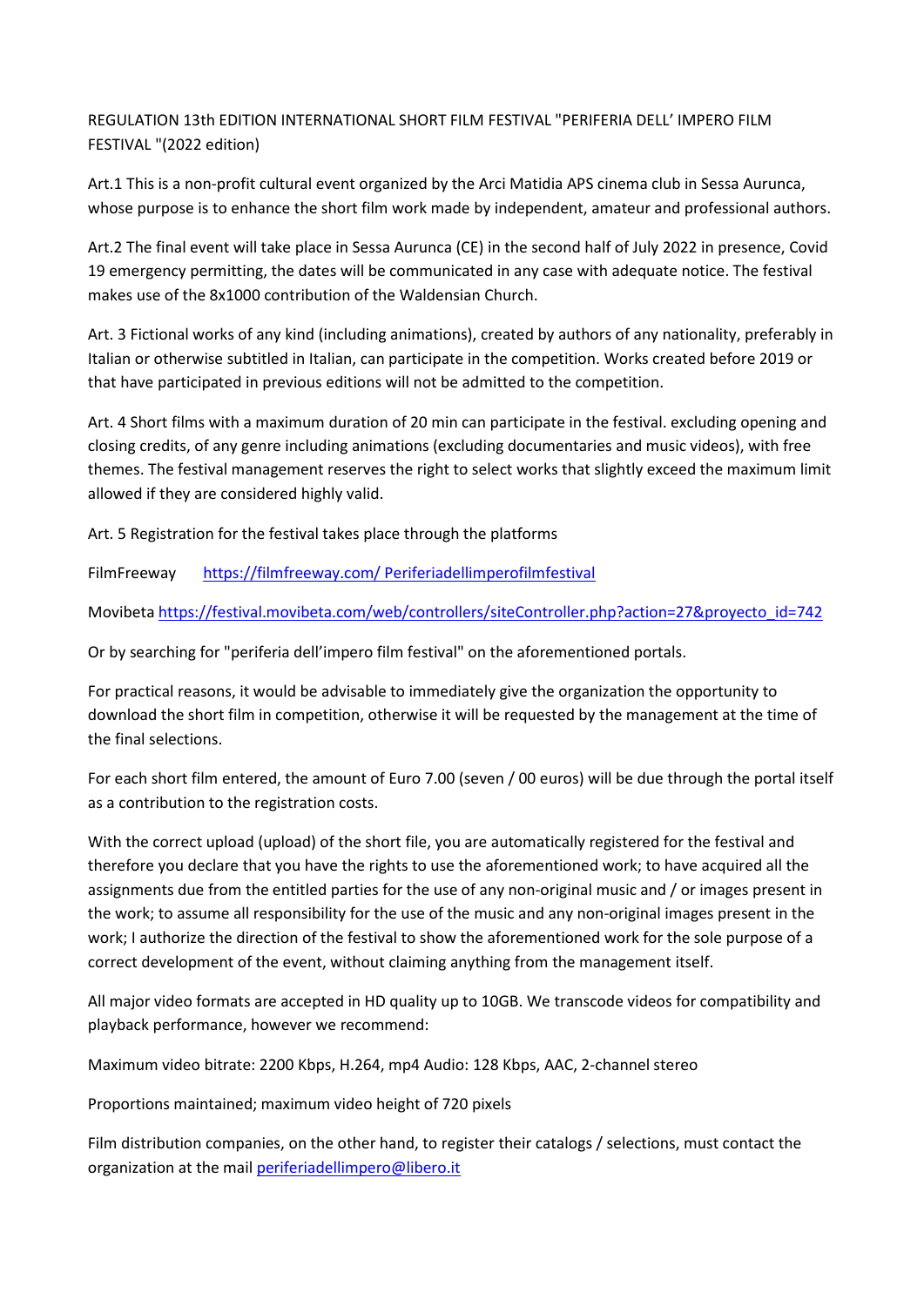REGULATION 13th EDITION INTERNATIONAL SHORT FILM FESTIVAL "PERIFERIA DELL' IMPERO FILM FESTIVAL "(2022 edition)

Art.1 This is a non-profit cultural event organized by the Arci Matidia APS cinema club in Sessa Aurunca, whose purpose is to enhance the short film work made by independent, amateur and professional authors.

Art.2 The final event will take place in Sessa Aurunca (CE) in the second half of July 2022 in presence, Covid 19 emergency permitting, the dates will be communicated in any case with adequate notice. The festival makes use of the 8x1000 contribution of the Waldensian Church.

Art. 3 Fictional works of any kind (including animations), created by authors of any nationality, preferably in Italian or otherwise subtitled in Italian, can participate in the competition. Works created before 2019 or that have participated in previous editions will not be admitted to the competition.

Art. 4 Short films with a maximum duration of 20 min can participate in the festival. excluding opening and closing credits, of any genre including animations (excluding documentaries and music videos), with free themes. The festival management reserves the right to select works that slightly exceed the maximum limit allowed if they are considered highly valid.

Art. 5 Registration for the festival takes place through the platforms

FilmFreeway [https://filmfreeway.com/ Periferiadellimperofilmfestival](https://filmfreeway.com/Periferiadellimperofilmfestival)

Movibeta [https://festival.movibeta.com/web/controllers/siteController.php?action=27&proyecto_id=742](https://festival.movibeta.com/web/controllers/siteController.php?action=27&proyecto_id=742)

Or by searching for "periferia dell'impero film festival" on the aforementioned portals.

For practical reasons, it would be advisable to immediately give the organization the opportunity to download the short film in competition, otherwise it will be requested by the management at the time of the final selections.

For each short film entered, the amount of Euro 7.00 (seven / 00 euros) will be due through the portal itself as a contribution to the registration costs.

With the correct upload (upload) of the short file, you are automatically registered for the festival and therefore you declare that you have the rights to use the aforementioned work; to have acquired all the assignments due from the entitled parties for the use of any non-original music and / or images present in the work; to assume all responsibility for the use of the music and any non-original images present in the work; I authorize the direction of the festival to show the aforementioned work for the sole purpose of a correct development of the event, without claiming anything from the management itself.

All major video formats are accepted in HD quality up to 10GB. We transcode videos for compatibility and playback performance, however we recommend:

Maximum video bitrate: 2200 Kbps, H.264, mp4 Audio: 128 Kbps, AAC, 2-channel stereo

Proportions maintained; maximum video height of 720 pixels

Film distribution companies, on the other hand, to register their catalogs / selections, must contact the organization at the mail [periferiadellimpero@libero.it](mailto:periferiadellimpero@libero.it)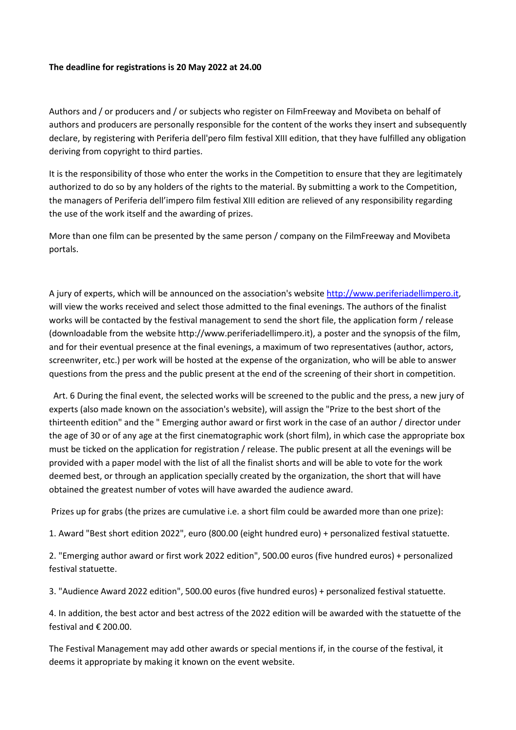**The deadline for registrations is 20 May 2022 at 24.00**

Authors and / or producers and / or subjects who register on FilmFreeway and Movibeta on behalf of authors and producers are personally responsible for the content of the works they insert and subsequently declare, by registering with Periferia dell'pero film festival XIII edition, that they have fulfilled any obligation deriving from copyright to third parties.

It is the responsibility of those who enter the works in the Competition to ensure that they are legitimately authorized to do so by any holders of the rights to the material. By submitting a work to the Competition, the managers of Periferia dell'impero film festival XIII edition are relieved of any responsibility regarding the use of the work itself and the awarding of prizes.

More than one film can be presented by the same person / company on the FilmFreeway and Movibeta portals.

A jury of experts, which will be announced on the association's website [http://www.periferiadellimpero.it](http://www.periferiadellimpero.it), will view the works received and select those admitted to the final evenings. The authors of the finalist works will be contacted by the festival management to send the short file, the application form / release (downloadable from the website http://www.periferiadellimpero.it), a poster and the synopsis of the film, and for their eventual presence at the final evenings, a maximum of two representatives (author, actors, screenwriter, etc.) per work will be hosted at the expense of the organization, who will be able to answer questions from the press and the public present at the end of the screening of their short in competition.

Art. 6 During the final event, the selected works will be screened to the public and the press, a new jury of experts (also made known on the association's website), will assign the "Prize to the best short of the thirteenth edition" and the " Emerging author award or first work in the case of an author / director under the age of 30 or of any age at the first cinematographic work (short film), in which case the appropriate box must be ticked on the application for registration / release. The public present at all the evenings will be provided with a paper model with the list of all the finalist shorts and will be able to vote for the work deemed best, or through an application specially created by the organization, the short that will have obtained the greatest number of votes will have awarded the audience award.

Prizes up for grabs (the prizes are cumulative i.e. a short film could be awarded more than one prize):

1. Award "Best short edition 2022", euro (800.00 (eight hundred euro) + personalized festival statuette.
2. "Emerging author award or first work 2022 edition", 500.00 euros (five hundred euros) + personalized festival statuette.
3. "Audience Award 2022 edition", 500.00 euros (five hundred euros) + personalized festival statuette.
4. In addition, the best actor and best actress of the 2022 edition will be awarded with the statuette of the festival and € 200.00.

The Festival Management may add other awards or special mentions if, in the course of the festival, it deems it appropriate by making it known on the event website.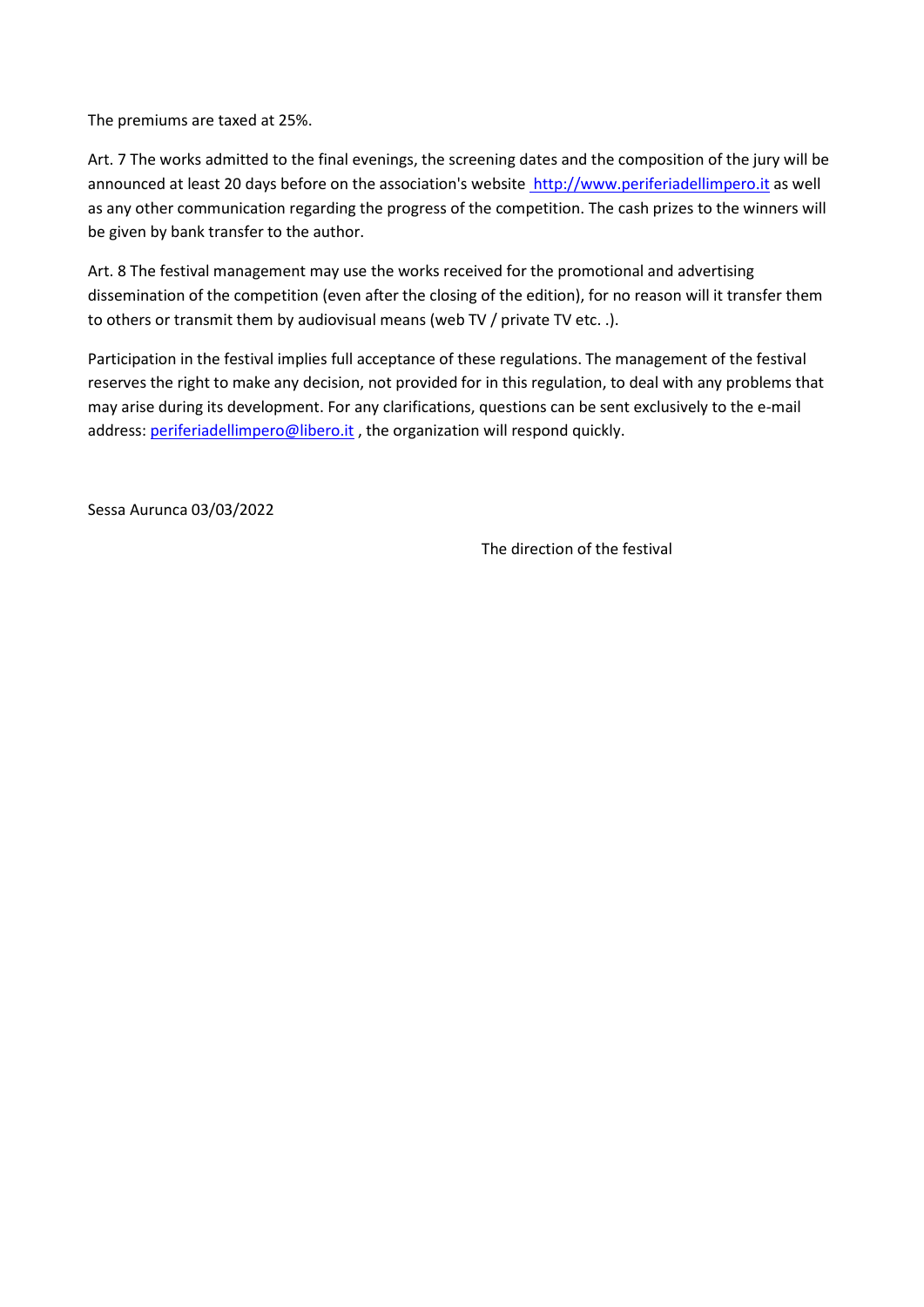The premiums are taxed at 25%.

Art. 7 The works admitted to the final evenings, the screening dates and the composition of the jury will be announced at least 20 days before on the association's website http://www.periferiadellimpero.it as well as any other communication regarding the progress of the competition. The cash prizes to the winners will be given by bank transfer to the author.

Art. 8 The festival management may use the works received for the promotional and advertising dissemination of the competition (even after the closing of the edition), for no reason will it transfer them to others or transmit them by audiovisual means (web TV / private TV etc. .).

Participation in the festival implies full acceptance of these regulations. The management of the festival reserves the right to make any decision, not provided for in this regulation, to deal with any problems that may arise during its development. For any clarifications, questions can be sent exclusively to the e-mail address: periferiadellimpero@libero.it , the organization will respond quickly.

Sessa Aurunca 03/03/2022

The direction of the festival